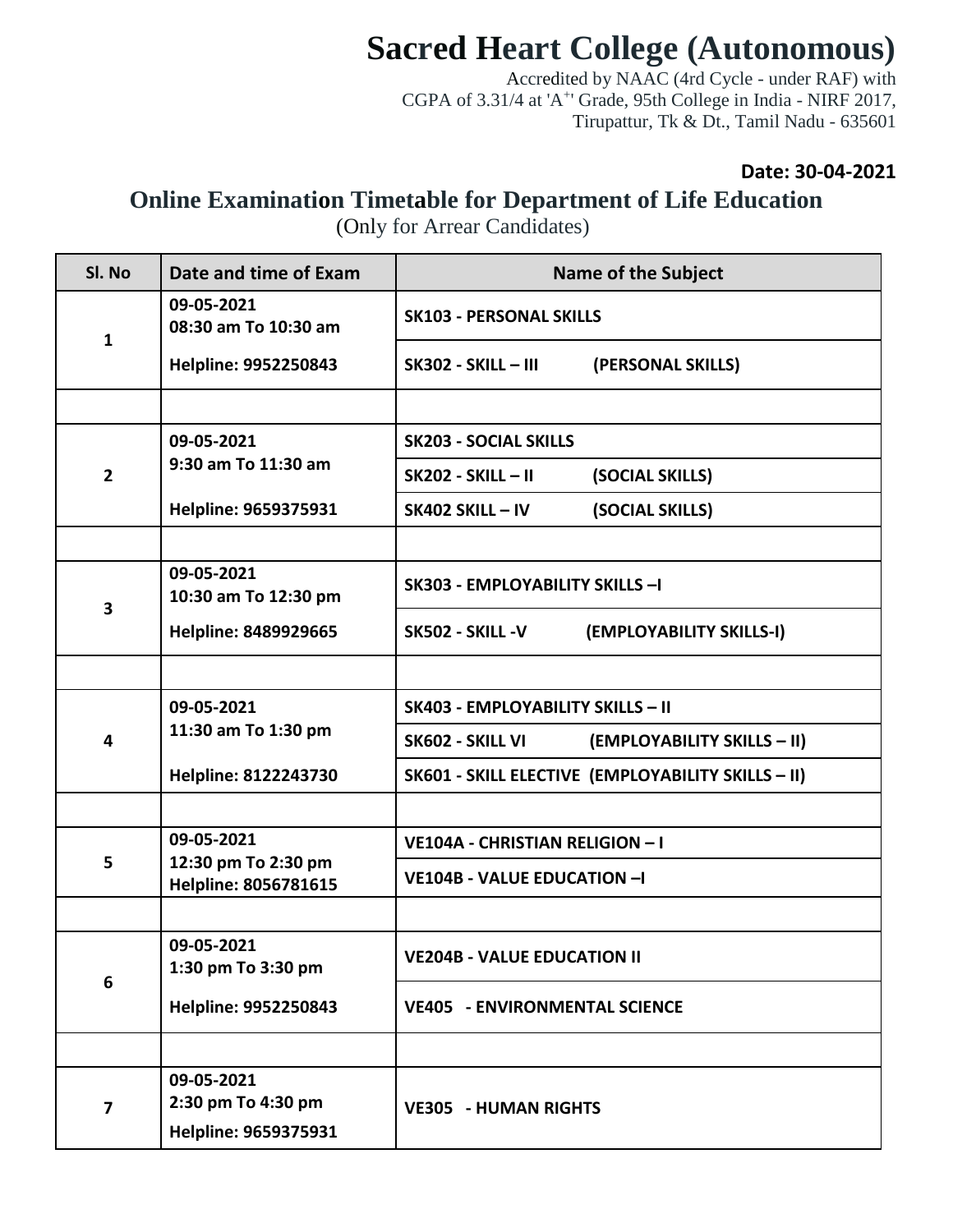# Sacred Heart College (Autonomous)

Accredited by NAAC (4rd Cycle - under RAF) with
CGPA of 3.31/4 at 'A[++]' Grade, 95th College in India - NIRF 2017,
Tirupattur, Tk & Dt., Tamil Nadu - 635601

**Date: 30-04-2021**

## Online Examination Timetable for Department of Life Education

(Only for Arrear Candidates)

| Sl. No | Date and time of Exam | Name of the Subject |
|---|---|---|
| 1 | **09-05-2021** **08:30 am To 10:30 am** **Helpline: 9952250843** | **SK103 - PERSONAL SKILLS** |
| | | **SK302 - SKILL – III (PERSONAL SKILLS)** |
| | | |
| 2 | **09-05-2021** **9:30 am To 11:30 am** **Helpline: 9659375931** | **SK203 - SOCIAL SKILLS** |
| | | **SK202 - SKILL – II (SOCIAL SKILLS)** |
| | | **SK402 SKILL – IV (SOCIAL SKILLS)** |
| | | |
| 3 | **09-05-2021** **10:30 am To 12:30 pm** **Helpline: 8489929665** | **SK303 - EMPLOYABILITY SKILLS –I** |
| | | **SK502 - SKILL -V (EMPLOYABILITY SKILLS-I)** |
| | | |
| 4 | **09-05-2021** **11:30 am To 1:30 pm** **Helpline: 8122243730** | **SK403 - EMPLOYABILITY SKILLS – II** |
| | | **SK602 - SKILL VI (EMPLOYABILITY SKILLS – II)** |
| | | **SK601 - SKILL ELECTIVE (EMPLOYABILITY SKILLS – II)** |
| | | |
| 5 | **09-05-2021** **12:30 pm To 2:30 pm** **Helpline: 8056781615** | **VE104A - CHRISTIAN RELIGION – I** |
| | | **VE104B - VALUE EDUCATION –I** |
| | | |
| 6 | **09-05-2021** **1:30 pm To 3:30 pm** **Helpline: 9952250843** | **VE204B - VALUE EDUCATION II** |
| | | **VE405 - ENVIRONMENTAL SCIENCE** |
| | | |
| 7 | **09-05-2021** **2:30 pm To 4:30 pm** **Helpline: 9659375931** | **VE305 - HUMAN RIGHTS** |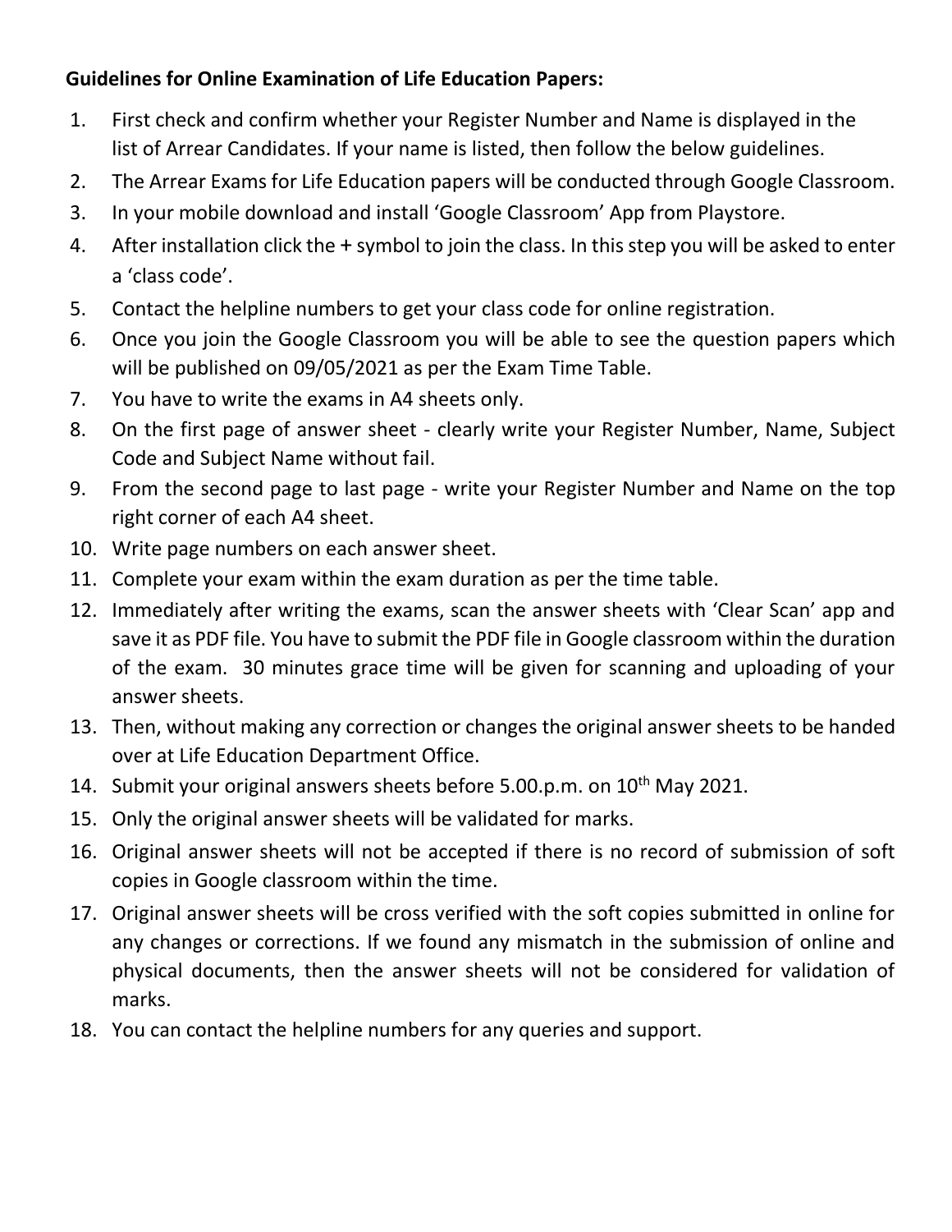**Guidelines for Online Examination of Life Education Papers:**

1. First check and confirm whether your Register Number and Name is displayed in the list of Arrear Candidates. If your name is listed, then follow the below guidelines.
2. The Arrear Exams for Life Education papers will be conducted through Google Classroom.
3. In your mobile download and install 'Google Classroom' App from Playstore.
4. After installation click the **+** symbol to join the class. In this step you will be asked to enter a 'class code'.
5. Contact the helpline numbers to get your class code for online registration.
6. Once you join the Google Classroom you will be able to see the question papers which will be published on 09/05/2021 as per the Exam Time Table.
7. You have to write the exams in A4 sheets only.
8. On the first page of answer sheet - clearly write your Register Number, Name, Subject Code and Subject Name without fail.
9. From the second page to last page - write your Register Number and Name on the top right corner of each A4 sheet.
10. Write page numbers on each answer sheet.
11. Complete your exam within the exam duration as per the time table.
12. Immediately after writing the exams, scan the answer sheets with 'Clear Scan' app and save it as PDF file. You have to submit the PDF file in Google classroom within the duration of the exam. 30 minutes grace time will be given for scanning and uploading of your answer sheets.
13. Then, without making any correction or changes the original answer sheets to be handed over at Life Education Department Office.
14. Submit your original answers sheets before 5.00.p.m. on 10th May 2021.
15. Only the original answer sheets will be validated for marks.
16. Original answer sheets will not be accepted if there is no record of submission of soft copies in Google classroom within the time.
17. Original answer sheets will be cross verified with the soft copies submitted in online for any changes or corrections. If we found any mismatch in the submission of online and physical documents, then the answer sheets will not be considered for validation of marks.
18. You can contact the helpline numbers for any queries and support.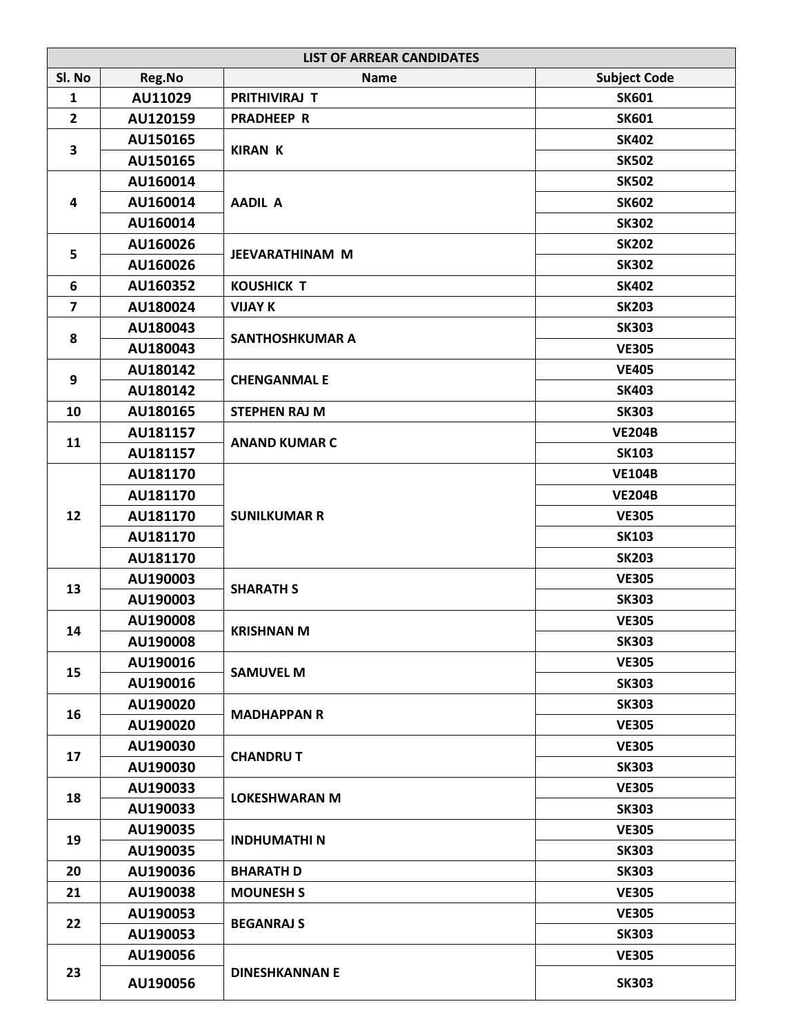| LIST OF ARREAR CANDIDATES | | | |
|---|---|---|---|
| **Sl. No** | **Reg.No** | **Name** | **Subject Code** |
| **1** | **AU11029** | **PRITHIVIRAJ T** | **SK601** |
| **2** | **AU120159** | **PRADHEEP R** | **SK601** |
| **3** | **AU150165** | **KIRAN K** | **SK402** |
| | **AU150165** | | **SK502** |
| **4** | **AU160014** | **AADIL A** | **SK502** |
| | **AU160014** | | **SK602** |
| | **AU160014** | | **SK302** |
| **5** | **AU160026** | **JEEVARATHINAM M** | **SK202** |
| | **AU160026** | | **SK302** |
| **6** | **AU160352** | **KOUSHICK T** | **SK402** |
| **7** | **AU180024** | **VIJAY K** | **SK203** |
| **8** | **AU180043** | **SANTHOSHKUMAR A** | **SK303** |
| | **AU180043** | | **VE305** |
| **9** | **AU180142** | **CHENGANMAL E** | **VE405** |
| | **AU180142** | | **SK403** |
| **10** | **AU180165** | **STEPHEN RAJ M** | **SK303** |
| **11** | **AU181157** | **ANAND KUMAR C** | **VE204B** |
| | **AU181157** | | **SK103** |
| **12** | **AU181170** | **SUNILKUMAR R** | **VE104B** |
| | **AU181170** | | **VE204B** |
| | **AU181170** | | **VE305** |
| | **AU181170** | | **SK103** |
| | **AU181170** | | **SK203** |
| **13** | **AU190003** | **SHARATH S** | **VE305** |
| | **AU190003** | | **SK303** |
| **14** | **AU190008** | **KRISHNAN M** | **VE305** |
| | **AU190008** | | **SK303** |
| **15** | **AU190016** | **SAMUVEL M** | **VE305** |
| | **AU190016** | | **SK303** |
| **16** | **AU190020** | **MADHAPPAN R** | **SK303** |
| | **AU190020** | | **VE305** |
| **17** | **AU190030** | **CHANDRU T** | **VE305** |
| | **AU190030** | | **SK303** |
| **18** | **AU190033** | **LOKESHWARAN M** | **VE305** |
| | **AU190033** | | **SK303** |
| **19** | **AU190035** | **INDHUMATHI N** | **VE305** |
| | **AU190035** | | **SK303** |
| **20** | **AU190036** | **BHARATH D** | **SK303** |
| **21** | **AU190038** | **MOUNESH S** | **VE305** |
| **22** | **AU190053** | **BEGANRAJ S** | **VE305** |
| | **AU190053** | | **SK303** |
| **23** | **AU190056** | **DINESHKANNAN E** | **VE305** |
| | **AU190056** | | **SK303** |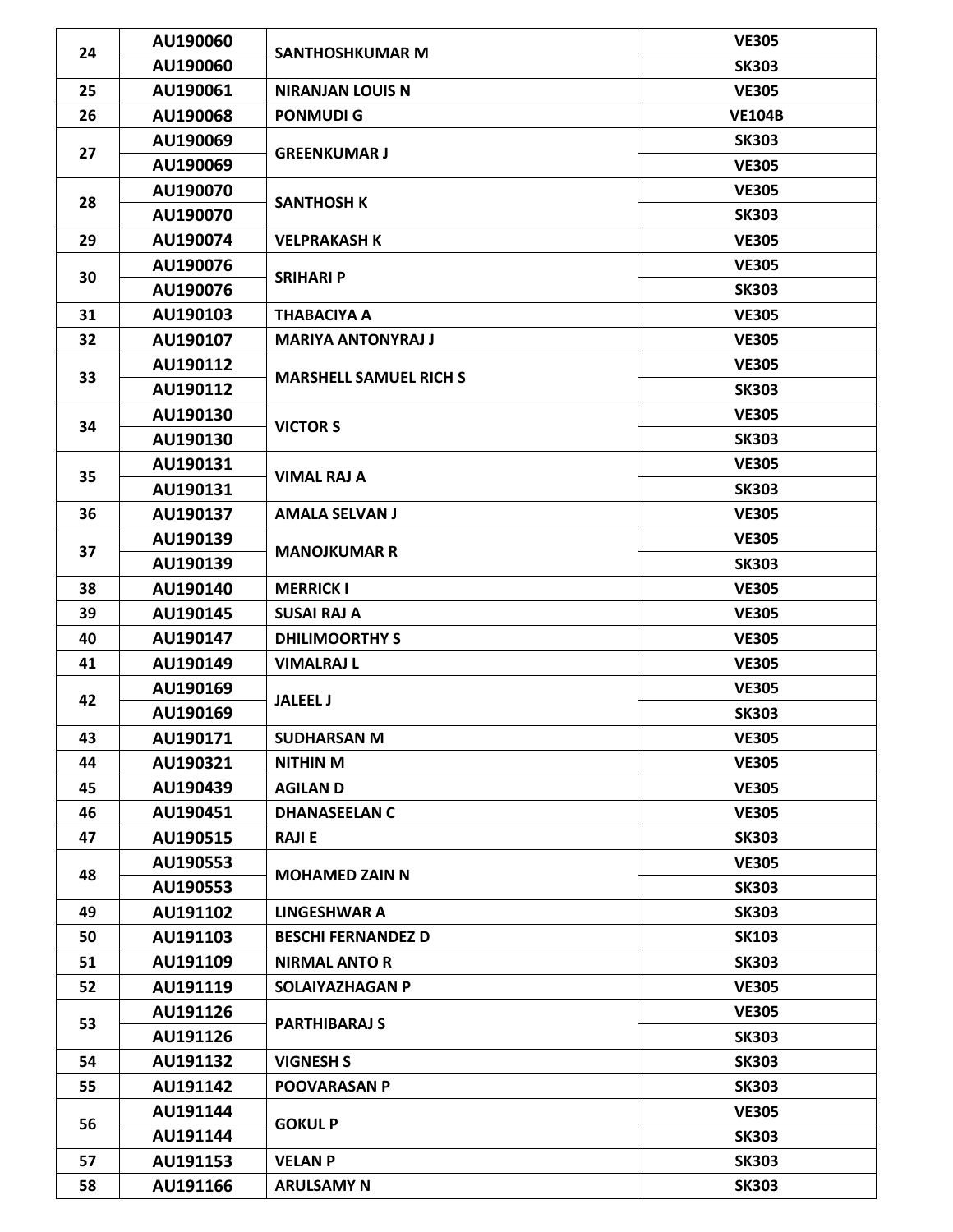| 24 | AU190060 | SANTHOSHKUMAR M | VE305 |
|---|---|---|---|
| | AU190060 | | SK303 |
| 25 | AU190061 | NIRANJAN LOUIS N | VE305 |
| 26 | AU190068 | PONMUDI G | VE104B |
| 27 | AU190069 | GREENKUMAR J | SK303 |
| | AU190069 | | VE305 |
| 28 | AU190070 | SANTHOSH K | VE305 |
| | AU190070 | | SK303 |
| 29 | AU190074 | VELPRAKASH K | VE305 |
| 30 | AU190076 | SRIHARI P | VE305 |
| | AU190076 | | SK303 |
| 31 | AU190103 | THABACIYA A | VE305 |
| 32 | AU190107 | MARIYA ANTONYRAJ J | VE305 |
| 33 | AU190112 | MARSHELL SAMUEL RICH S | VE305 |
| | AU190112 | | SK303 |
| 34 | AU190130 | VICTOR S | VE305 |
| | AU190130 | | SK303 |
| 35 | AU190131 | VIMAL RAJ A | VE305 |
| | AU190131 | | SK303 |
| 36 | AU190137 | AMALA SELVAN J | VE305 |
| 37 | AU190139 | MANOJKUMAR R | VE305 |
| | AU190139 | | SK303 |
| 38 | AU190140 | MERRICK I | VE305 |
| 39 | AU190145 | SUSAI RAJ A | VE305 |
| 40 | AU190147 | DHILIMOORTHY S | VE305 |
| 41 | AU190149 | VIMALRAJ L | VE305 |
| 42 | AU190169 | JALEEL J | VE305 |
| | AU190169 | | SK303 |
| 43 | AU190171 | SUDHARSAN M | VE305 |
| 44 | AU190321 | NITHIN M | VE305 |
| 45 | AU190439 | AGILAN D | VE305 |
| 46 | AU190451 | DHANASEELAN C | VE305 |
| 47 | AU190515 | RAJI E | SK303 |
| 48 | AU190553 | MOHAMED ZAIN N | VE305 |
| | AU190553 | | SK303 |
| 49 | AU191102 | LINGESHWAR A | SK303 |
| 50 | AU191103 | BESCHI FERNANDEZ D | SK103 |
| 51 | AU191109 | NIRMAL ANTO R | SK303 |
| 52 | AU191119 | SOLAIYAZHAGAN P | VE305 |
| 53 | AU191126 | PARTHIBARAJ S | VE305 |
| | AU191126 | | SK303 |
| 54 | AU191132 | VIGNESH S | SK303 |
| 55 | AU191142 | POOVARASAN P | SK303 |
| 56 | AU191144 | GOKUL P | VE305 |
| | AU191144 | | SK303 |
| 57 | AU191153 | VELAN P | SK303 |
| 58 | AU191166 | ARULSAMY N | SK303 |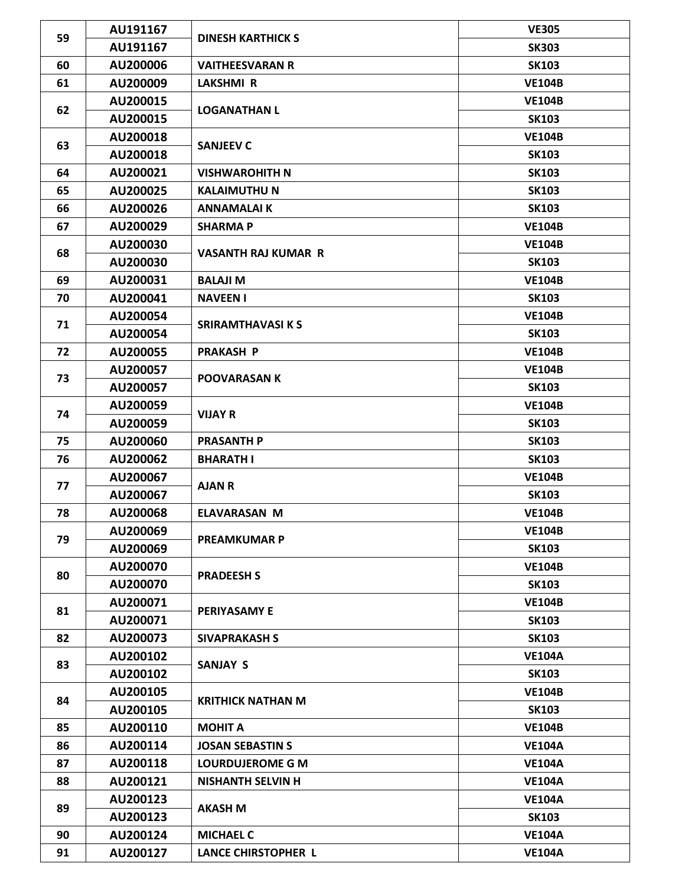| 59 | AU191167 | DINESH KARTHICK S | VE305 |
|---|---|---|---|
| | AU191167 | | SK303 |
| 60 | AU200006 | VAITHEESVARAN R | SK103 |
| 61 | AU200009 | LAKSHMI R | VE104B |
| 62 | AU200015 | LOGANATHAN L | VE104B |
| | AU200015 | | SK103 |
| 63 | AU200018 | SANJEEV C | VE104B |
| | AU200018 | | SK103 |
| 64 | AU200021 | VISHWAROHITH N | SK103 |
| 65 | AU200025 | KALAIMUTHU N | SK103 |
| 66 | AU200026 | ANNAMALAI K | SK103 |
| 67 | AU200029 | SHARMA P | VE104B |
| 68 | AU200030 | VASANTH RAJ KUMAR R | VE104B |
| | AU200030 | | SK103 |
| 69 | AU200031 | BALAJI M | VE104B |
| 70 | AU200041 | NAVEEN I | SK103 |
| 71 | AU200054 | SRIRAMTHAVASI K S | VE104B |
| | AU200054 | | SK103 |
| 72 | AU200055 | PRAKASH P | VE104B |
| 73 | AU200057 | POOVARASAN K | VE104B |
| | AU200057 | | SK103 |
| 74 | AU200059 | VIJAY R | VE104B |
| | AU200059 | | SK103 |
| 75 | AU200060 | PRASANTH P | SK103 |
| 76 | AU200062 | BHARATH I | SK103 |
| 77 | AU200067 | AJAN R | VE104B |
| | AU200067 | | SK103 |
| 78 | AU200068 | ELAVARASAN M | VE104B |
| 79 | AU200069 | PREAMKUMAR P | VE104B |
| | AU200069 | | SK103 |
| 80 | AU200070 | PRADEESH S | VE104B |
| | AU200070 | | SK103 |
| 81 | AU200071 | PERIYASAMY E | VE104B |
| | AU200071 | | SK103 |
| 82 | AU200073 | SIVAPRAKASH S | SK103 |
| 83 | AU200102 | SANJAY S | VE104A |
| | AU200102 | | SK103 |
| 84 | AU200105 | KRITHICK NATHAN M | VE104B |
| | AU200105 | | SK103 |
| 85 | AU200110 | MOHIT A | VE104B |
| 86 | AU200114 | JOSAN SEBASTIN S | VE104A |
| 87 | AU200118 | LOURDUJEROME G M | VE104A |
| 88 | AU200121 | NISHANTH SELVIN H | VE104A |
| 89 | AU200123 | AKASH M | VE104A |
| | AU200123 | | SK103 |
| 90 | AU200124 | MICHAEL C | VE104A |
| 91 | AU200127 | LANCE CHIRSTOPHER L | VE104A |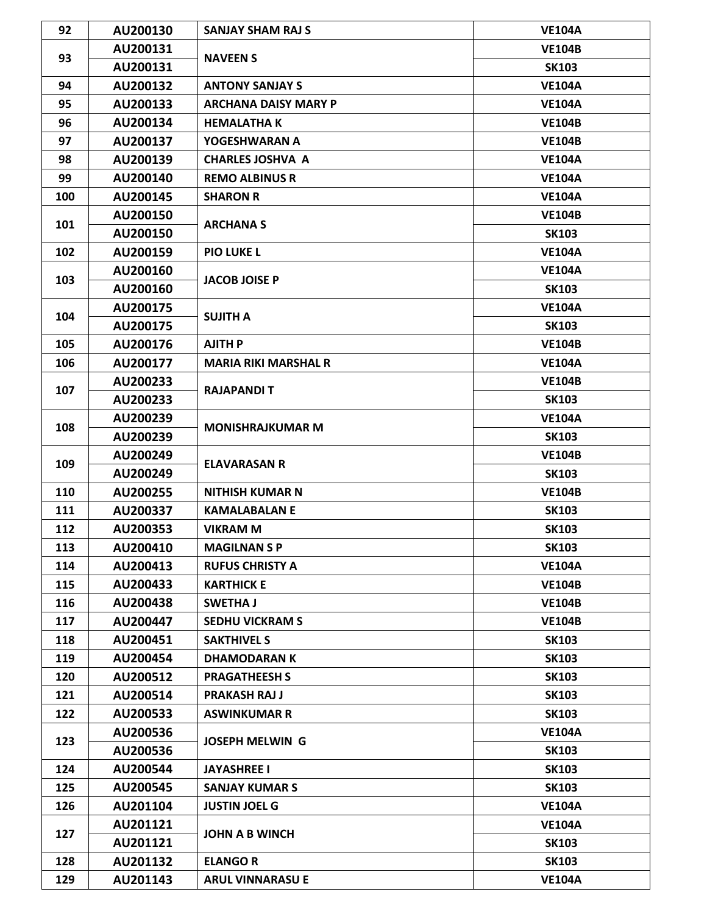| 92 | AU200130 | SANJAY SHAM RAJ S | VE104A |
|---|---|---|---|
| 93 | AU200131 | NAVEEN S | VE104B |
| | AU200131 | | SK103 |
| 94 | AU200132 | ANTONY SANJAY S | VE104A |
| 95 | AU200133 | ARCHANA DAISY MARY P | VE104A |
| 96 | AU200134 | HEMALATHA K | VE104B |
| 97 | AU200137 | YOGESHWARAN A | VE104B |
| 98 | AU200139 | CHARLES JOSHVA A | VE104A |
| 99 | AU200140 | REMO ALBINUS R | VE104A |
| 100 | AU200145 | SHARON R | VE104A |
| 101 | AU200150 | ARCHANA S | VE104B |
| | AU200150 | | SK103 |
| 102 | AU200159 | PIO LUKE L | VE104A |
| 103 | AU200160 | JACOB JOISE P | VE104A |
| | AU200160 | | SK103 |
| 104 | AU200175 | SUJITH A | VE104A |
| | AU200175 | | SK103 |
| 105 | AU200176 | AJITH P | VE104B |
| 106 | AU200177 | MARIA RIKI MARSHAL R | VE104A |
| 107 | AU200233 | RAJAPANDI T | VE104B |
| | AU200233 | | SK103 |
| 108 | AU200239 | MONISHRAJKUMAR M | VE104A |
| | AU200239 | | SK103 |
| 109 | AU200249 | ELAVARASAN R | VE104B |
| | AU200249 | | SK103 |
| 110 | AU200255 | NITHISH KUMAR N | VE104B |
| 111 | AU200337 | KAMALABALAN E | SK103 |
| 112 | AU200353 | VIKRAM M | SK103 |
| 113 | AU200410 | MAGILNAN S P | SK103 |
| 114 | AU200413 | RUFUS CHRISTY A | VE104A |
| 115 | AU200433 | KARTHICK E | VE104B |
| 116 | AU200438 | SWETHA J | VE104B |
| 117 | AU200447 | SEDHU VICKRAM S | VE104B |
| 118 | AU200451 | SAKTHIVEL S | SK103 |
| 119 | AU200454 | DHAMODARAN K | SK103 |
| 120 | AU200512 | PRAGATHEESH S | SK103 |
| 121 | AU200514 | PRAKASH RAJ J | SK103 |
| 122 | AU200533 | ASWINKUMAR R | SK103 |
| 123 | AU200536 | JOSEPH MELWIN G | VE104A |
| | AU200536 | | SK103 |
| 124 | AU200544 | JAYASHREE I | SK103 |
| 125 | AU200545 | SANJAY KUMAR S | SK103 |
| 126 | AU201104 | JUSTIN JOEL G | VE104A |
| 127 | AU201121 | JOHN A B WINCH | VE104A |
| | AU201121 | | SK103 |
| 128 | AU201132 | ELANGO R | SK103 |
| 129 | AU201143 | ARUL VINNARASU E | VE104A |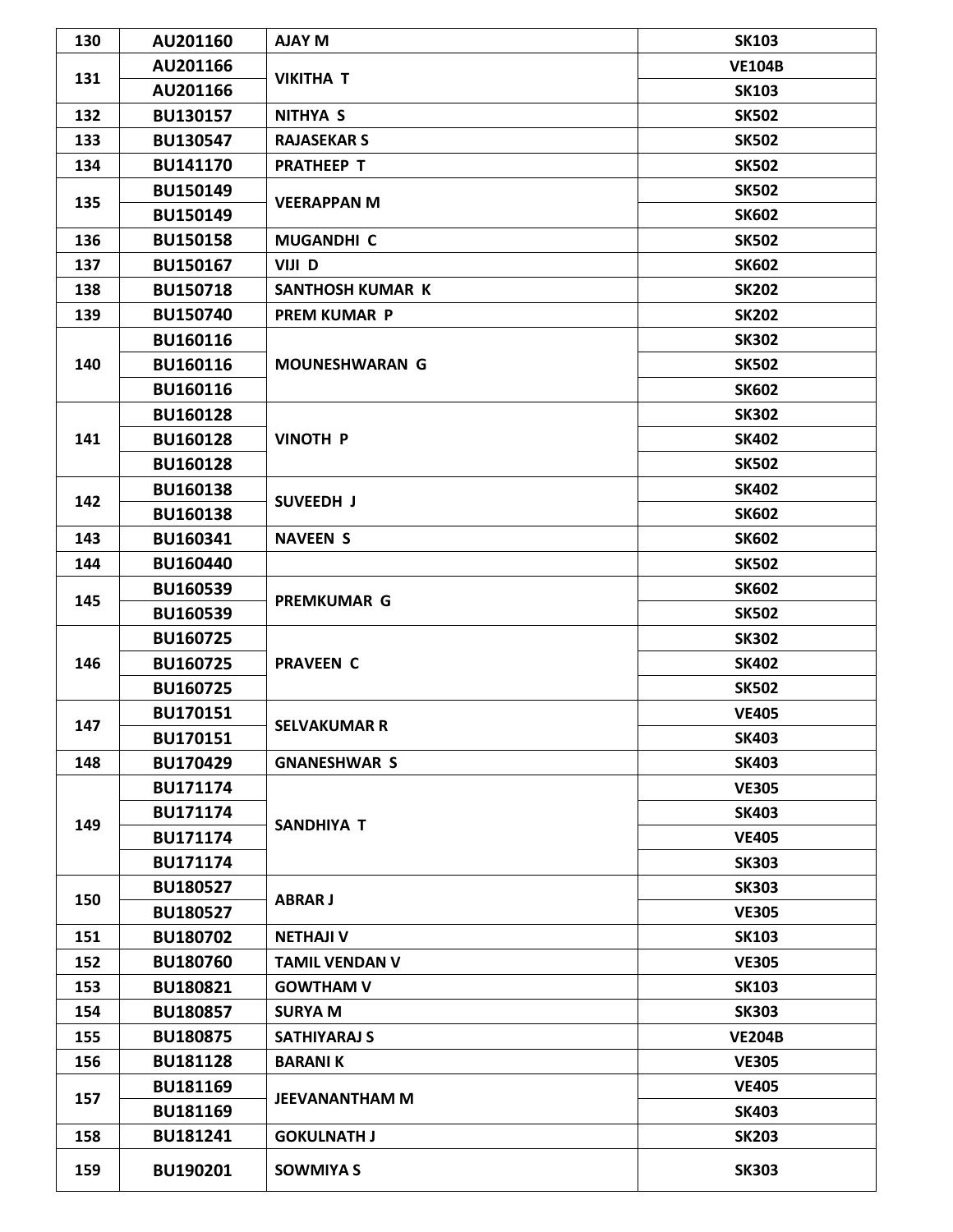| 130 | AU201160 | AJAY M | SK103 |
|---|---|---|---|
| 131 | AU201166 | VIKITHA T | VE104B |
| | AU201166 | | SK103 |
| 132 | BU130157 | NITHYA S | SK502 |
| 133 | BU130547 | RAJASEKAR S | SK502 |
| 134 | BU141170 | PRATHEEP T | SK502 |
| 135 | BU150149 | VEERAPPAN M | SK502 |
| | BU150149 | | SK602 |
| 136 | BU150158 | MUGANDHI C | SK502 |
| 137 | BU150167 | VIJI D | SK602 |
| 138 | BU150718 | SANTHOSH KUMAR K | SK202 |
| 139 | BU150740 | PREM KUMAR P | SK202 |
| 140 | BU160116 | MOUNESHWARAN G | SK302 |
| | BU160116 | | SK502 |
| | BU160116 | | SK602 |
| 141 | BU160128 | VINOTH P | SK302 |
| | BU160128 | | SK402 |
| | BU160128 | | SK502 |
| 142 | BU160138 | SUVEEDH J | SK402 |
| | BU160138 | | SK602 |
| 143 | BU160341 | NAVEEN S | SK602 |
| 144 | BU160440 | | SK502 |
| 145 | BU160539 | PREMKUMAR G | SK602 |
| | BU160539 | | SK502 |
| 146 | BU160725 | PRAVEEN C | SK302 |
| | BU160725 | | SK402 |
| | BU160725 | | SK502 |
| 147 | BU170151 | SELVAKUMAR R | VE405 |
| | BU170151 | | SK403 |
| 148 | BU170429 | GNANESHWAR S | SK403 |
| 149 | BU171174 | SANDHIYA T | VE305 |
| | BU171174 | | SK403 |
| | BU171174 | | VE405 |
| | BU171174 | | SK303 |
| 150 | BU180527 | ABRAR J | SK303 |
| | BU180527 | | VE305 |
| 151 | BU180702 | NETHAJI V | SK103 |
| 152 | BU180760 | TAMIL VENDAN V | VE305 |
| 153 | BU180821 | GOWTHAM V | SK103 |
| 154 | BU180857 | SURYA M | SK303 |
| 155 | BU180875 | SATHIYARAJ S | VE204B |
| 156 | BU181128 | BARANI K | VE305 |
| 157 | BU181169 | JEEVANANTHAM M | VE405 |
| | BU181169 | | SK403 |
| 158 | BU181241 | GOKULNATH J | SK203 |
| 159 | BU190201 | SOWMIYA S | SK303 |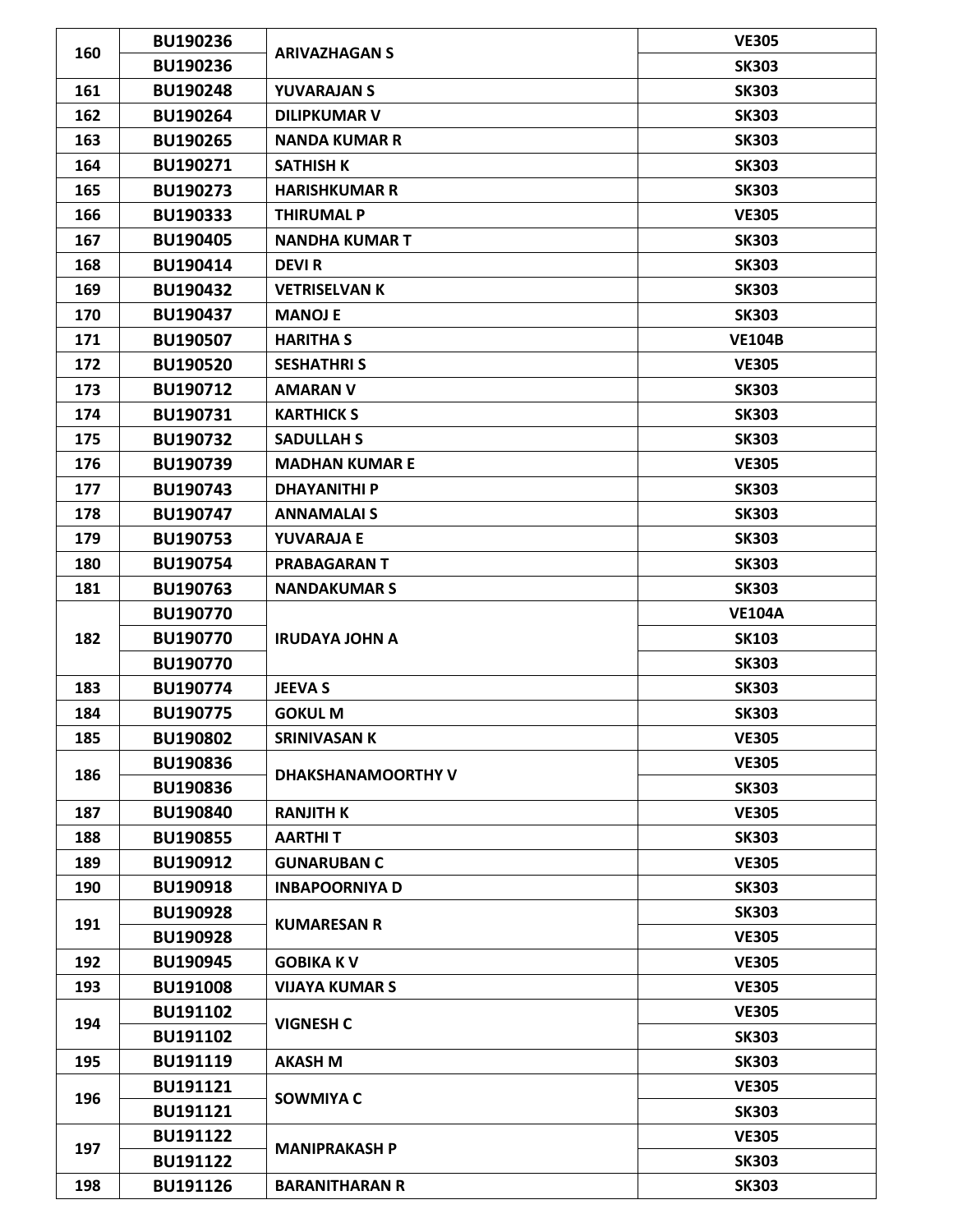| | | | |
|---|---|---|---|
| 160 | BU190236 | ARIVAZHAGAN S | VE305 |
| | BU190236 | | SK303 |
| 161 | BU190248 | YUVARAJAN S | SK303 |
| 162 | BU190264 | DILIPKUMAR V | SK303 |
| 163 | BU190265 | NANDA KUMAR R | SK303 |
| 164 | BU190271 | SATHISH K | SK303 |
| 165 | BU190273 | HARISHKUMAR R | SK303 |
| 166 | BU190333 | THIRUMAL P | VE305 |
| 167 | BU190405 | NANDHA KUMAR T | SK303 |
| 168 | BU190414 | DEVI R | SK303 |
| 169 | BU190432 | VETRISELVAN K | SK303 |
| 170 | BU190437 | MANOJ E | SK303 |
| 171 | BU190507 | HARITHA S | VE104B |
| 172 | BU190520 | SESHATHRI S | VE305 |
| 173 | BU190712 | AMARAN V | SK303 |
| 174 | BU190731 | KARTHICK S | SK303 |
| 175 | BU190732 | SADULLAH S | SK303 |
| 176 | BU190739 | MADHAN KUMAR E | VE305 |
| 177 | BU190743 | DHAYANITHI P | SK303 |
| 178 | BU190747 | ANNAMALAI S | SK303 |
| 179 | BU190753 | YUVARAJA E | SK303 |
| 180 | BU190754 | PRABAGARAN T | SK303 |
| 181 | BU190763 | NANDAKUMAR S | SK303 |
| 182 | BU190770 | IRUDAYA JOHN A | VE104A |
| | BU190770 | | SK103 |
| | BU190770 | | SK303 |
| 183 | BU190774 | JEEVA S | SK303 |
| 184 | BU190775 | GOKUL M | SK303 |
| 185 | BU190802 | SRINIVASAN K | VE305 |
| 186 | BU190836 | DHAKSHANAMOORTHY V | VE305 |
| | BU190836 | | SK303 |
| 187 | BU190840 | RANJITH K | VE305 |
| 188 | BU190855 | AARTHI T | SK303 |
| 189 | BU190912 | GUNARUBAN C | VE305 |
| 190 | BU190918 | INBAPOORNIYA D | SK303 |
| 191 | BU190928 | KUMARESAN R | SK303 |
| | BU190928 | | VE305 |
| 192 | BU190945 | GOBIKA K V | VE305 |
| 193 | BU191008 | VIJAYA KUMAR S | VE305 |
| 194 | BU191102 | VIGNESH C | VE305 |
| | BU191102 | | SK303 |
| 195 | BU191119 | AKASH M | SK303 |
| 196 | BU191121 | SOWMIYA C | VE305 |
| | BU191121 | | SK303 |
| 197 | BU191122 | MANIPRAKASH P | VE305 |
| | BU191122 | | SK303 |
| 198 | BU191126 | BARANITHARAN R | SK303 |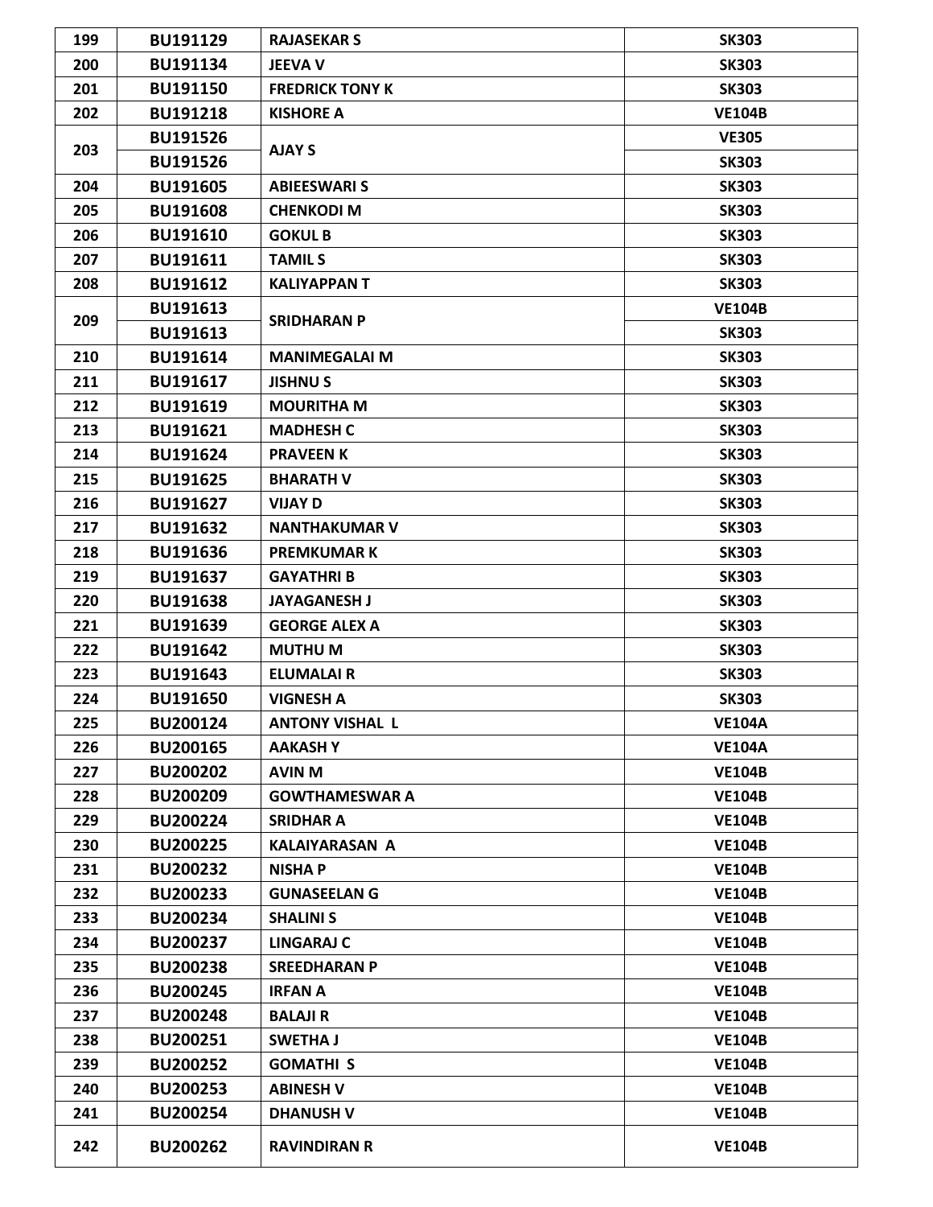| 199 | BU191129 | RAJASEKAR S | SK303 |
|---|---|---|---|
| 200 | BU191134 | JEEVA V | SK303 |
| 201 | BU191150 | FREDRICK TONY K | SK303 |
| 202 | BU191218 | KISHORE A | VE104B |
| 203 | BU191526 | AJAY S | VE305 |
| | BU191526 | | SK303 |
| 204 | BU191605 | ABIEESWARI S | SK303 |
| 205 | BU191608 | CHENKODI M | SK303 |
| 206 | BU191610 | GOKUL B | SK303 |
| 207 | BU191611 | TAMIL S | SK303 |
| 208 | BU191612 | KALIYAPPAN T | SK303 |
| 209 | BU191613 | SRIDHARAN P | VE104B |
| | BU191613 | | SK303 |
| 210 | BU191614 | MANIMEGALAI M | SK303 |
| 211 | BU191617 | JISHNU S | SK303 |
| 212 | BU191619 | MOURITHA M | SK303 |
| 213 | BU191621 | MADHESH C | SK303 |
| 214 | BU191624 | PRAVEEN K | SK303 |
| 215 | BU191625 | BHARATH V | SK303 |
| 216 | BU191627 | VIJAY D | SK303 |
| 217 | BU191632 | NANTHAKUMAR V | SK303 |
| 218 | BU191636 | PREMKUMAR K | SK303 |
| 219 | BU191637 | GAYATHRI B | SK303 |
| 220 | BU191638 | JAYAGANESH J | SK303 |
| 221 | BU191639 | GEORGE ALEX A | SK303 |
| 222 | BU191642 | MUTHU M | SK303 |
| 223 | BU191643 | ELUMALAI R | SK303 |
| 224 | BU191650 | VIGNESH A | SK303 |
| 225 | BU200124 | ANTONY VISHAL L | VE104A |
| 226 | BU200165 | AAKASH Y | VE104A |
| 227 | BU200202 | AVIN M | VE104B |
| 228 | BU200209 | GOWTHAMESWAR A | VE104B |
| 229 | BU200224 | SRIDHAR A | VE104B |
| 230 | BU200225 | KALAIYARASAN A | VE104B |
| 231 | BU200232 | NISHA P | VE104B |
| 232 | BU200233 | GUNASEELAN G | VE104B |
| 233 | BU200234 | SHALINI S | VE104B |
| 234 | BU200237 | LINGARAJ C | VE104B |
| 235 | BU200238 | SREEDHARAN P | VE104B |
| 236 | BU200245 | IRFAN A | VE104B |
| 237 | BU200248 | BALAJI R | VE104B |
| 238 | BU200251 | SWETHA J | VE104B |
| 239 | BU200252 | GOMATHI S | VE104B |
| 240 | BU200253 | ABINESH V | VE104B |
| 241 | BU200254 | DHANUSH V | VE104B |
| 242 | BU200262 | RAVINDIRAN R | VE104B |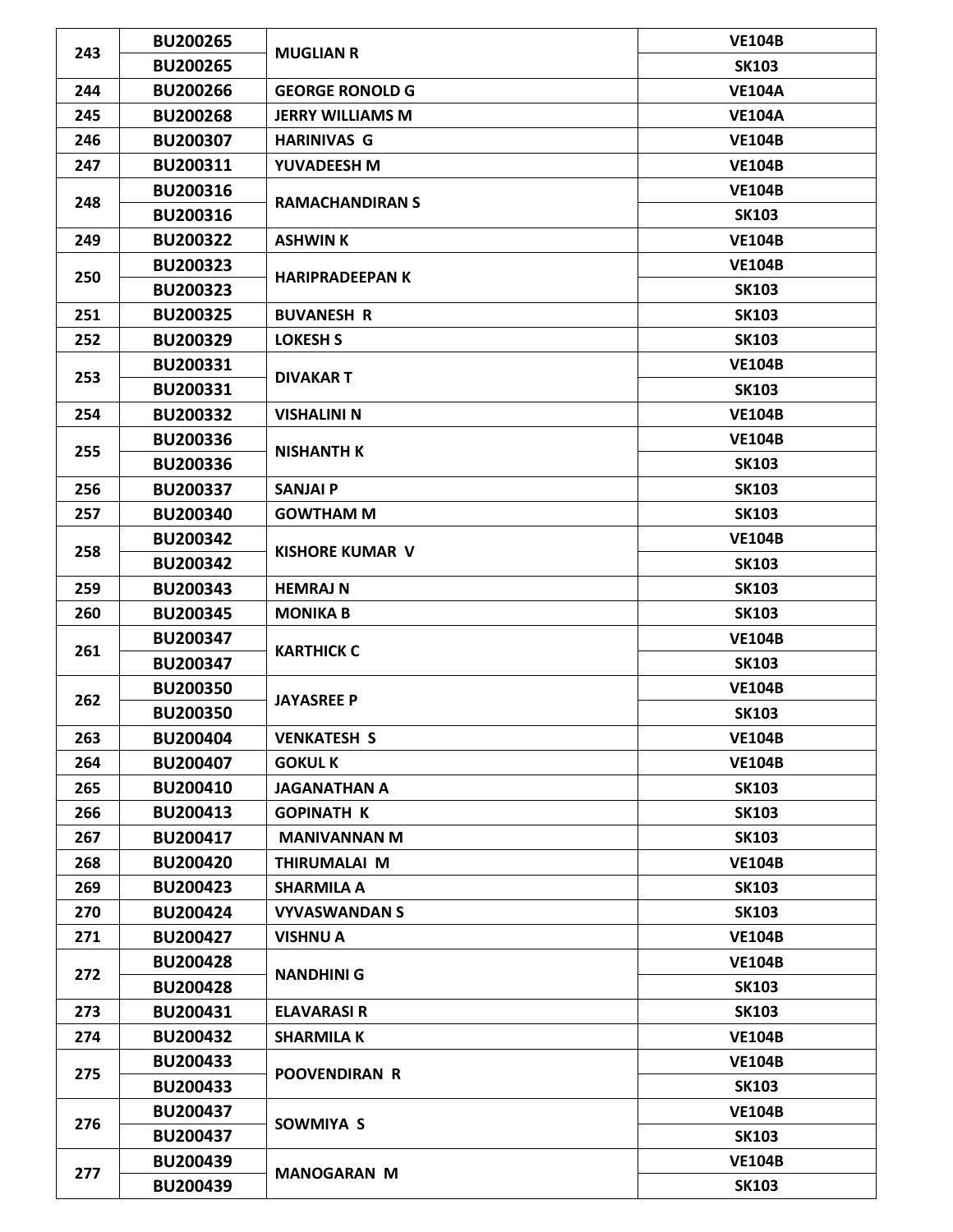| 243 | BU200265 | MUGLIAN R | VE104B |
|---|---|---|---|
| | BU200265 | | SK103 |
| 244 | BU200266 | GEORGE RONOLD G | VE104A |
| 245 | BU200268 | JERRY WILLIAMS M | VE104A |
| 246 | BU200307 | HARINIVAS G | VE104B |
| 247 | BU200311 | YUVADEESH M | VE104B |
| 248 | BU200316 | RAMACHANDIRAN S | VE104B |
| | BU200316 | | SK103 |
| 249 | BU200322 | ASHWIN K | VE104B |
| 250 | BU200323 | HARIPRADEEPAN K | VE104B |
| | BU200323 | | SK103 |
| 251 | BU200325 | BUVANESH R | SK103 |
| 252 | BU200329 | LOKESH S | SK103 |
| 253 | BU200331 | DIVAKAR T | VE104B |
| | BU200331 | | SK103 |
| 254 | BU200332 | VISHALINI N | VE104B |
| 255 | BU200336 | NISHANTH K | VE104B |
| | BU200336 | | SK103 |
| 256 | BU200337 | SANJAI P | SK103 |
| 257 | BU200340 | GOWTHAM M | SK103 |
| 258 | BU200342 | KISHORE KUMAR V | VE104B |
| | BU200342 | | SK103 |
| 259 | BU200343 | HEMRAJ N | SK103 |
| 260 | BU200345 | MONIKA B | SK103 |
| 261 | BU200347 | KARTHICK C | VE104B |
| | BU200347 | | SK103 |
| 262 | BU200350 | JAYASREE P | VE104B |
| | BU200350 | | SK103 |
| 263 | BU200404 | VENKATESH S | VE104B |
| 264 | BU200407 | GOKUL K | VE104B |
| 265 | BU200410 | JAGANATHAN A | SK103 |
| 266 | BU200413 | GOPINATH K | SK103 |
| 267 | BU200417 | MANIVANNAN M | SK103 |
| 268 | BU200420 | THIRUMALAI M | VE104B |
| 269 | BU200423 | SHARMILA A | SK103 |
| 270 | BU200424 | VYVASWANDAN S | SK103 |
| 271 | BU200427 | VISHNU A | VE104B |
| 272 | BU200428 | NANDHINI G | VE104B |
| | BU200428 | | SK103 |
| 273 | BU200431 | ELAVARASI R | SK103 |
| 274 | BU200432 | SHARMILA K | VE104B |
| 275 | BU200433 | POOVENDIRAN R | VE104B |
| | BU200433 | | SK103 |
| 276 | BU200437 | SOWMIYA S | VE104B |
| | BU200437 | | SK103 |
| 277 | BU200439 | MANOGARAN M | VE104B |
| | BU200439 | | SK103 |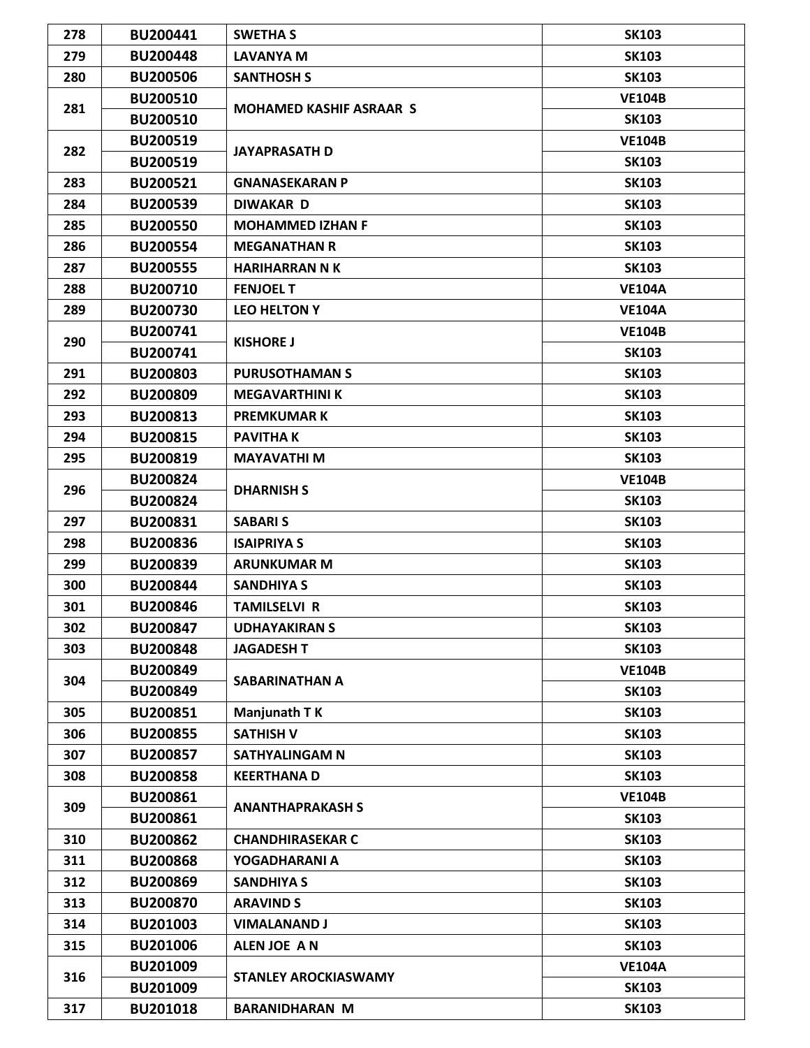| 278 | BU200441 | SWETHA S | SK103 |
|---|---|---|---|
| 279 | BU200448 | LAVANYA M | SK103 |
| 280 | BU200506 | SANTHOSH S | SK103 |
| 281 | BU200510 | MOHAMED KASHIF ASRAAR S | VE104B |
| | BU200510 | | SK103 |
| 282 | BU200519 | JAYAPRASATH D | VE104B |
| | BU200519 | | SK103 |
| 283 | BU200521 | GNANASEKARAN P | SK103 |
| 284 | BU200539 | DIWAKAR D | SK103 |
| 285 | BU200550 | MOHAMMED IZHAN F | SK103 |
| 286 | BU200554 | MEGANATHAN R | SK103 |
| 287 | BU200555 | HARIHARRAN N K | SK103 |
| 288 | BU200710 | FENJOEL T | VE104A |
| 289 | BU200730 | LEO HELTON Y | VE104A |
| 290 | BU200741 | KISHORE J | VE104B |
| | BU200741 | | SK103 |
| 291 | BU200803 | PURUSOTHAMAN S | SK103 |
| 292 | BU200809 | MEGAVARTHINI K | SK103 |
| 293 | BU200813 | PREMKUMAR K | SK103 |
| 294 | BU200815 | PAVITHA K | SK103 |
| 295 | BU200819 | MAYAVATHI M | SK103 |
| 296 | BU200824 | DHARNISH S | VE104B |
| | BU200824 | | SK103 |
| 297 | BU200831 | SABARI S | SK103 |
| 298 | BU200836 | ISAIPRIYA S | SK103 |
| 299 | BU200839 | ARUNKUMAR M | SK103 |
| 300 | BU200844 | SANDHIYA S | SK103 |
| 301 | BU200846 | TAMILSELVI R | SK103 |
| 302 | BU200847 | UDHAYAKIRAN S | SK103 |
| 303 | BU200848 | JAGADESH T | SK103 |
| 304 | BU200849 | SABARINATHAN A | VE104B |
| | BU200849 | | SK103 |
| 305 | BU200851 | Manjunath T K | SK103 |
| 306 | BU200855 | SATHISH V | SK103 |
| 307 | BU200857 | SATHYALINGAM N | SK103 |
| 308 | BU200858 | KEERTHANA D | SK103 |
| 309 | BU200861 | ANANTHAPRAKASH S | VE104B |
| | BU200861 | | SK103 |
| 310 | BU200862 | CHANDHIRASEKAR C | SK103 |
| 311 | BU200868 | YOGADHARANI A | SK103 |
| 312 | BU200869 | SANDHIYA S | SK103 |
| 313 | BU200870 | ARAVIND S | SK103 |
| 314 | BU201003 | VIMALANAND J | SK103 |
| 315 | BU201006 | ALEN JOE A N | SK103 |
| 316 | BU201009 | STANLEY AROCKIASWAMY | VE104A |
| | BU201009 | | SK103 |
| 317 | BU201018 | BARANIDHARAN M | SK103 |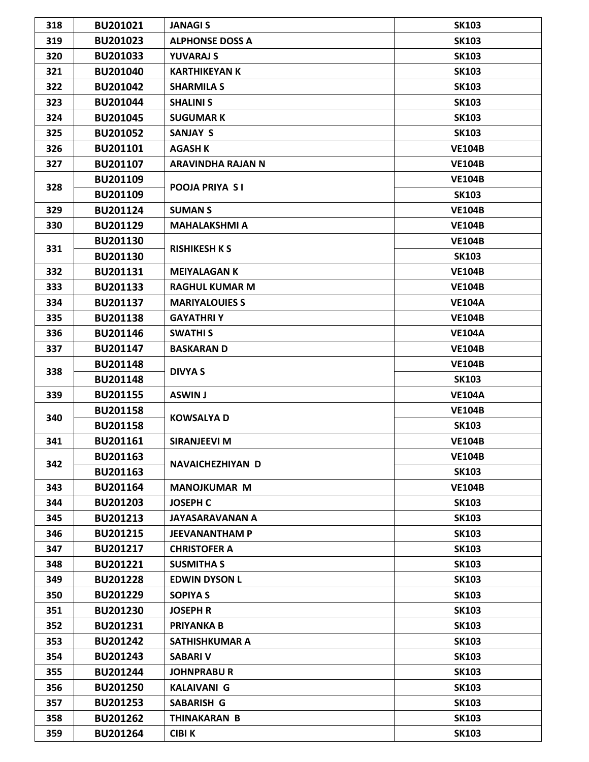| 318 | BU201021 | JANAGI S | SK103 |
|---|---|---|---|
| 319 | BU201023 | ALPHONSE DOSS A | SK103 |
| 320 | BU201033 | YUVARAJ S | SK103 |
| 321 | BU201040 | KARTHIKEYAN K | SK103 |
| 322 | BU201042 | SHARMILA S | SK103 |
| 323 | BU201044 | SHALINI S | SK103 |
| 324 | BU201045 | SUGUMAR K | SK103 |
| 325 | BU201052 | SANJAY S | SK103 |
| 326 | BU201101 | AGASH K | VE104B |
| 327 | BU201107 | ARAVINDHA RAJAN N | VE104B |
| 328 | BU201109 | POOJA PRIYA S I | VE104B |
| | BU201109 | | SK103 |
| 329 | BU201124 | SUMAN S | VE104B |
| 330 | BU201129 | MAHALAKSHMI A | VE104B |
| 331 | BU201130 | RISHIKESH K S | VE104B |
| | BU201130 | | SK103 |
| 332 | BU201131 | MEIYALAGAN K | VE104B |
| 333 | BU201133 | RAGHUL KUMAR M | VE104B |
| 334 | BU201137 | MARIYALOUIES S | VE104A |
| 335 | BU201138 | GAYATHRI Y | VE104B |
| 336 | BU201146 | SWATHI S | VE104A |
| 337 | BU201147 | BASKARAN D | VE104B |
| 338 | BU201148 | DIVYA S | VE104B |
| | BU201148 | | SK103 |
| 339 | BU201155 | ASWIN J | VE104A |
| 340 | BU201158 | KOWSALYA D | VE104B |
| | BU201158 | | SK103 |
| 341 | BU201161 | SIRANJEEVI M | VE104B |
| 342 | BU201163 | NAVAICHEZHIYAN D | VE104B |
| | BU201163 | | SK103 |
| 343 | BU201164 | MANOJKUMAR M | VE104B |
| 344 | BU201203 | JOSEPH C | SK103 |
| 345 | BU201213 | JAYASARAVANAN A | SK103 |
| 346 | BU201215 | JEEVANANTHAM P | SK103 |
| 347 | BU201217 | CHRISTOFER A | SK103 |
| 348 | BU201221 | SUSMITHA S | SK103 |
| 349 | BU201228 | EDWIN DYSON L | SK103 |
| 350 | BU201229 | SOPIYA S | SK103 |
| 351 | BU201230 | JOSEPH R | SK103 |
| 352 | BU201231 | PRIYANKA B | SK103 |
| 353 | BU201242 | SATHISHKUMAR A | SK103 |
| 354 | BU201243 | SABARI V | SK103 |
| 355 | BU201244 | JOHNPRABU R | SK103 |
| 356 | BU201250 | KALAIVANI G | SK103 |
| 357 | BU201253 | SABARISH G | SK103 |
| 358 | BU201262 | THINAKARAN B | SK103 |
| 359 | BU201264 | CIBI K | SK103 |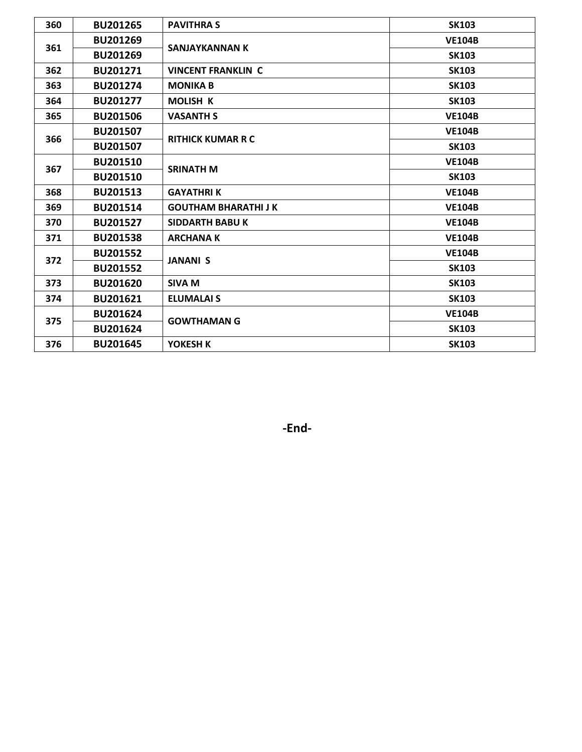| | | | |
|---|---|---|---|
| **360** | **BU201265** | **PAVITHRA S** | **SK103** |
| **361** | **BU201269** | **SANJAYKANNAN K** | **VE104B** |
| | **BU201269** | | **SK103** |
| **362** | **BU201271** | **VINCENT FRANKLIN C** | **SK103** |
| **363** | **BU201274** | **MONIKA B** | **SK103** |
| **364** | **BU201277** | **MOLISH K** | **SK103** |
| **365** | **BU201506** | **VASANTH S** | **VE104B** |
| **366** | **BU201507** | **RITHICK KUMAR R C** | **VE104B** |
| | **BU201507** | | **SK103** |
| **367** | **BU201510** | **SRINATH M** | **VE104B** |
| | **BU201510** | | **SK103** |
| **368** | **BU201513** | **GAYATHRI K** | **VE104B** |
| **369** | **BU201514** | **GOUTHAM BHARATHI J K** | **VE104B** |
| **370** | **BU201527** | **SIDDARTH BABU K** | **VE104B** |
| **371** | **BU201538** | **ARCHANA K** | **VE104B** |
| **372** | **BU201552** | **JANANI S** | **VE104B** |
| | **BU201552** | | **SK103** |
| **373** | **BU201620** | **SIVA M** | **SK103** |
| **374** | **BU201621** | **ELUMALAI S** | **SK103** |
| **375** | **BU201624** | **GOWTHAMAN G** | **VE104B** |
| | **BU201624** | | **SK103** |
| **376** | **BU201645** | **YOKESH K** | **SK103** |

**-End-**